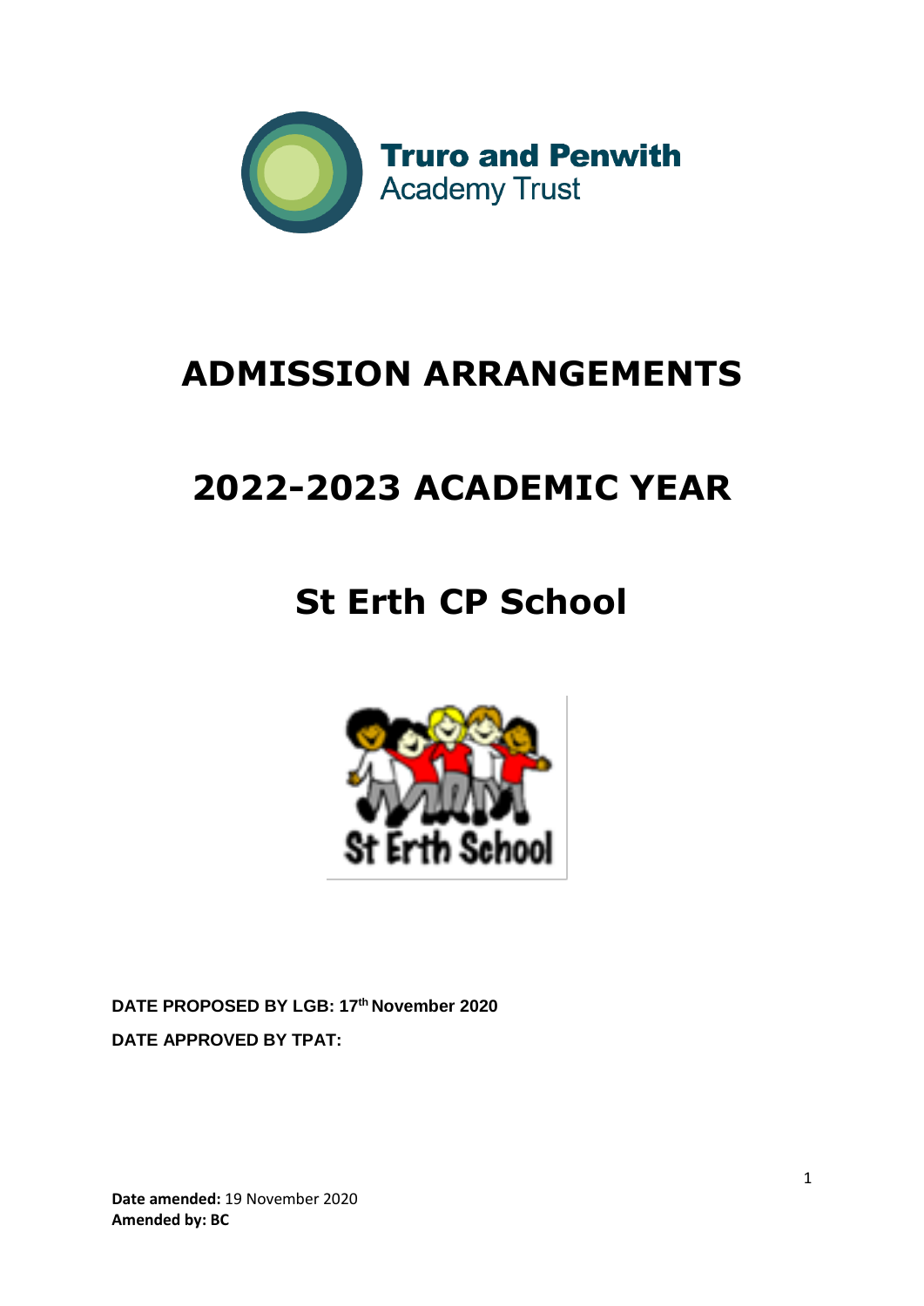Truro and Penwith Academy Trust

# ADMISSION ARRANGEMENTS

# 2022-2023 ACADEMIC YEAR

# St Erth CP School

St Erth School

**DATE PROPOSED BY LGB: 17th November 2020**

**DATE APPROVED BY TPAT:**

**Date amended:** 19 November 2020
**Amended by: BC**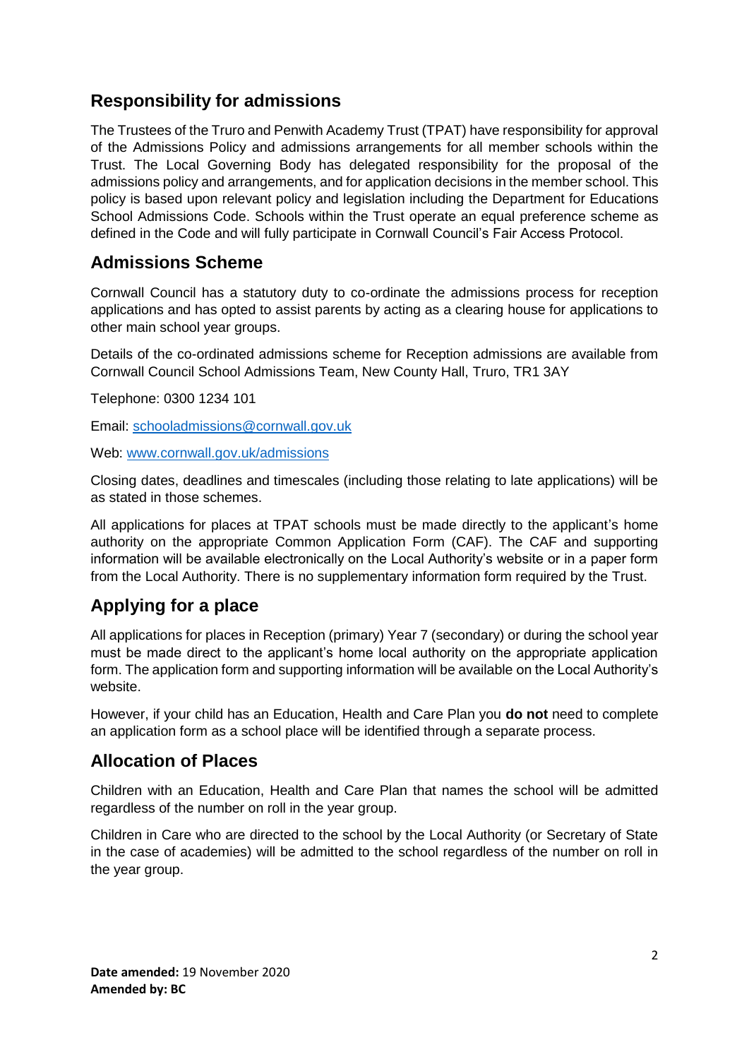## Responsibility for admissions

The Trustees of the Truro and Penwith Academy Trust (TPAT) have responsibility for approval of the Admissions Policy and admissions arrangements for all member schools within the Trust. The Local Governing Body has delegated responsibility for the proposal of the admissions policy and arrangements, and for application decisions in the member school. This policy is based upon relevant policy and legislation including the Department for Educations School Admissions Code. Schools within the Trust operate an equal preference scheme as defined in the Code and will fully participate in Cornwall Council's Fair Access Protocol.

## Admissions Scheme

Cornwall Council has a statutory duty to co-ordinate the admissions process for reception applications and has opted to assist parents by acting as a clearing house for applications to other main school year groups.

Details of the co-ordinated admissions scheme for Reception admissions are available from Cornwall Council School Admissions Team, New County Hall, Truro, TR1 3AY

Telephone: 0300 1234 101

Email: schooladmissions@cornwall.gov.uk

Web: www.cornwall.gov.uk/admissions

Closing dates, deadlines and timescales (including those relating to late applications) will be as stated in those schemes.

All applications for places at TPAT schools must be made directly to the applicant's home authority on the appropriate Common Application Form (CAF). The CAF and supporting information will be available electronically on the Local Authority's website or in a paper form from the Local Authority. There is no supplementary information form required by the Trust.

## Applying for a place

All applications for places in Reception (primary) Year 7 (secondary) or during the school year must be made direct to the applicant's home local authority on the appropriate application form. The application form and supporting information will be available on the Local Authority's website.

However, if your child has an Education, Health and Care Plan you **do not** need to complete an application form as a school place will be identified through a separate process.

## Allocation of Places

Children with an Education, Health and Care Plan that names the school will be admitted regardless of the number on roll in the year group.

Children in Care who are directed to the school by the Local Authority (or Secretary of State in the case of academies) will be admitted to the school regardless of the number on roll in the year group.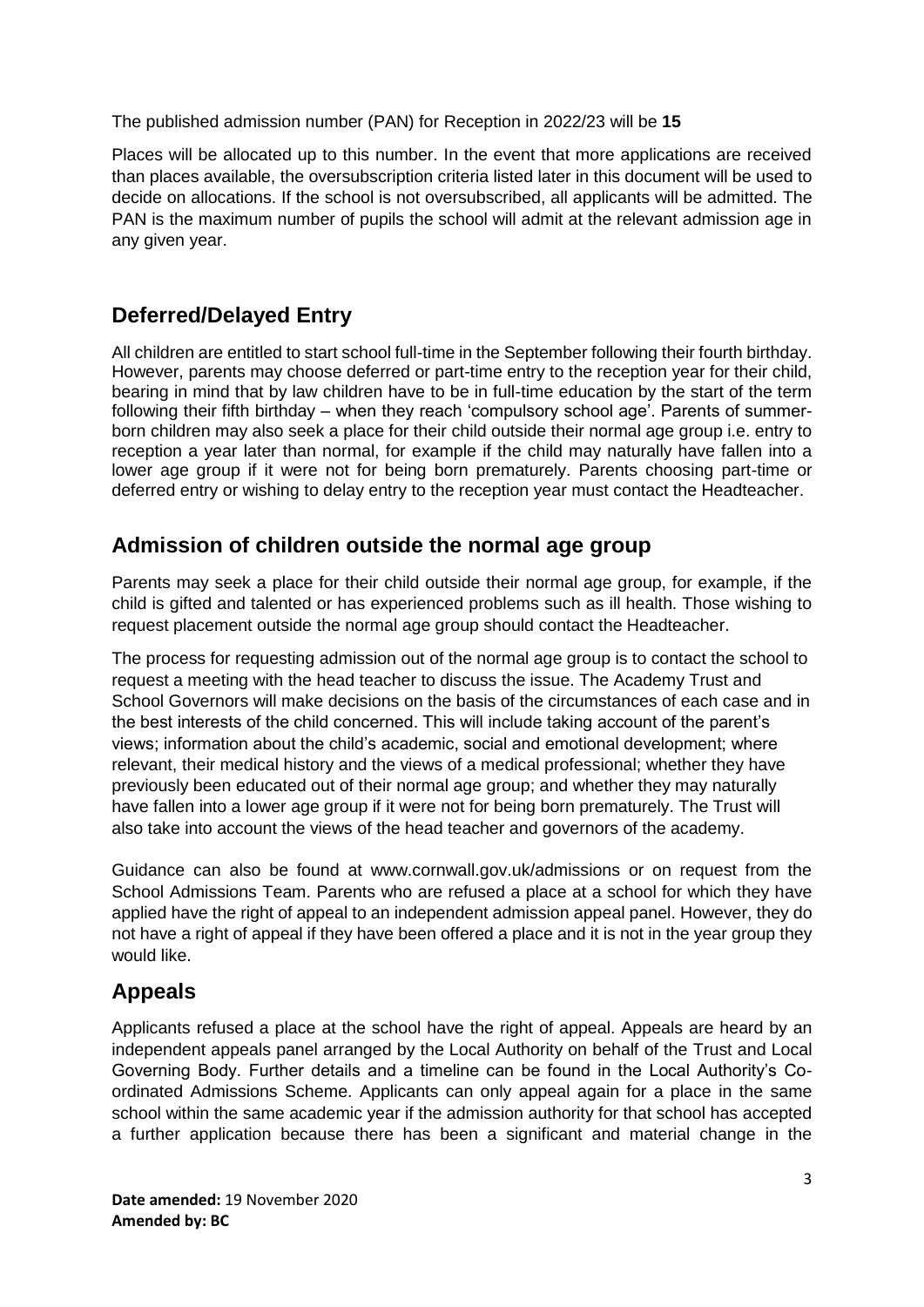The published admission number (PAN) for Reception in 2022/23 will be **15**

Places will be allocated up to this number. In the event that more applications are received than places available, the oversubscription criteria listed later in this document will be used to decide on allocations. If the school is not oversubscribed, all applicants will be admitted. The PAN is the maximum number of pupils the school will admit at the relevant admission age in any given year.

## Deferred/Delayed Entry

All children are entitled to start school full-time in the September following their fourth birthday. However, parents may choose deferred or part-time entry to the reception year for their child, bearing in mind that by law children have to be in full-time education by the start of the term following their fifth birthday – when they reach 'compulsory school age'. Parents of summer-born children may also seek a place for their child outside their normal age group i.e. entry to reception a year later than normal, for example if the child may naturally have fallen into a lower age group if it were not for being born prematurely. Parents choosing part-time or deferred entry or wishing to delay entry to the reception year must contact the Headteacher.

## Admission of children outside the normal age group

Parents may seek a place for their child outside their normal age group, for example, if the child is gifted and talented or has experienced problems such as ill health. Those wishing to request placement outside the normal age group should contact the Headteacher.

The process for requesting admission out of the normal age group is to contact the school to request a meeting with the head teacher to discuss the issue. The Academy Trust and School Governors will make decisions on the basis of the circumstances of each case and in the best interests of the child concerned. This will include taking account of the parent's views; information about the child's academic, social and emotional development; where relevant, their medical history and the views of a medical professional; whether they have previously been educated out of their normal age group; and whether they may naturally have fallen into a lower age group if it were not for being born prematurely. The Trust will also take into account the views of the head teacher and governors of the academy.

Guidance can also be found at www.cornwall.gov.uk/admissions or on request from the School Admissions Team. Parents who are refused a place at a school for which they have applied have the right of appeal to an independent admission appeal panel. However, they do not have a right of appeal if they have been offered a place and it is not in the year group they would like.

## Appeals

Applicants refused a place at the school have the right of appeal. Appeals are heard by an independent appeals panel arranged by the Local Authority on behalf of the Trust and Local Governing Body. Further details and a timeline can be found in the Local Authority's Co-ordinated Admissions Scheme. Applicants can only appeal again for a place in the same school within the same academic year if the admission authority for that school has accepted a further application because there has been a significant and material change in the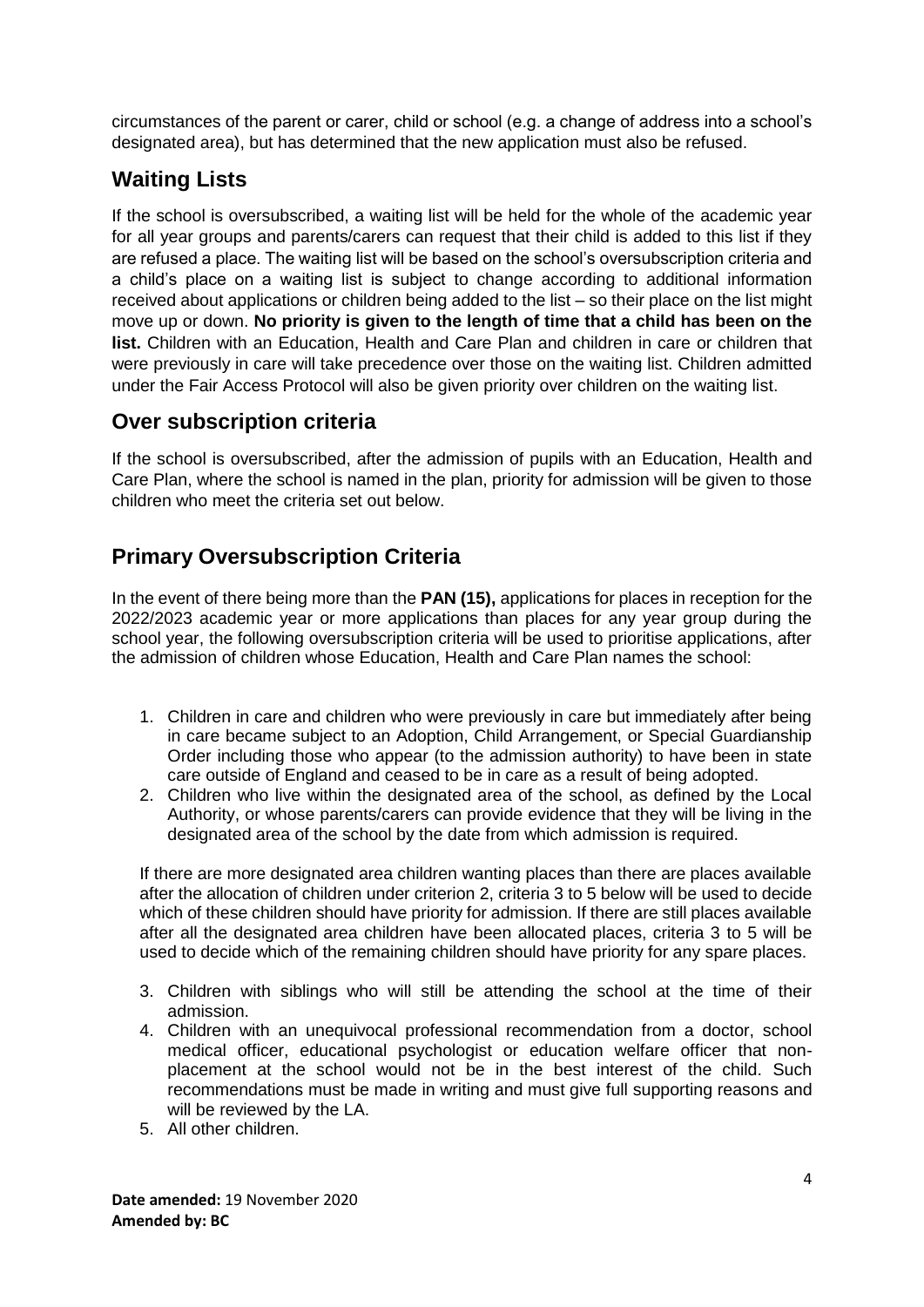circumstances of the parent or carer, child or school (e.g. a change of address into a school's designated area), but has determined that the new application must also be refused.

## Waiting Lists

If the school is oversubscribed, a waiting list will be held for the whole of the academic year for all year groups and parents/carers can request that their child is added to this list if they are refused a place. The waiting list will be based on the school's oversubscription criteria and a child's place on a waiting list is subject to change according to additional information received about applications or children being added to the list – so their place on the list might move up or down. **No priority is given to the length of time that a child has been on the list.** Children with an Education, Health and Care Plan and children in care or children that were previously in care will take precedence over those on the waiting list. Children admitted under the Fair Access Protocol will also be given priority over children on the waiting list.

## Over subscription criteria

If the school is oversubscribed, after the admission of pupils with an Education, Health and Care Plan, where the school is named in the plan, priority for admission will be given to those children who meet the criteria set out below.

## Primary Oversubscription Criteria

In the event of there being more than the **PAN (15),** applications for places in reception for the 2022/2023 academic year or more applications than places for any year group during the school year, the following oversubscription criteria will be used to prioritise applications, after the admission of children whose Education, Health and Care Plan names the school:

1. Children in care and children who were previously in care but immediately after being in care became subject to an Adoption, Child Arrangement, or Special Guardianship Order including those who appear (to the admission authority) to have been in state care outside of England and ceased to be in care as a result of being adopted.
2. Children who live within the designated area of the school, as defined by the Local Authority, or whose parents/carers can provide evidence that they will be living in the designated area of the school by the date from which admission is required.

If there are more designated area children wanting places than there are places available after the allocation of children under criterion 2, criteria 3 to 5 below will be used to decide which of these children should have priority for admission. If there are still places available after all the designated area children have been allocated places, criteria 3 to 5 will be used to decide which of the remaining children should have priority for any spare places.

3. Children with siblings who will still be attending the school at the time of their admission.
4. Children with an unequivocal professional recommendation from a doctor, school medical officer, educational psychologist or education welfare officer that non-placement at the school would not be in the best interest of the child. Such recommendations must be made in writing and must give full supporting reasons and will be reviewed by the LA.
5. All other children.

**Date amended:** 19 November 2020
**Amended by: BC**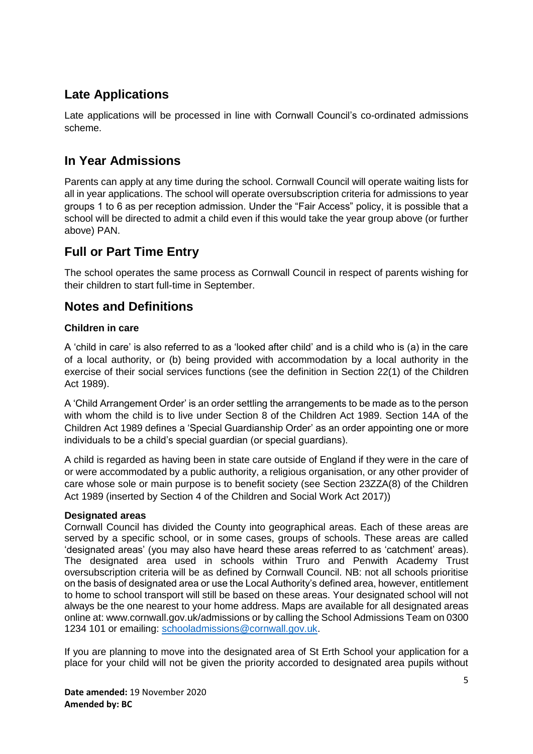## Late Applications

Late applications will be processed in line with Cornwall Council's co-ordinated admissions scheme.

## In Year Admissions

Parents can apply at any time during the school. Cornwall Council will operate waiting lists for all in year applications. The school will operate oversubscription criteria for admissions to year groups 1 to 6 as per reception admission. Under the "Fair Access" policy, it is possible that a school will be directed to admit a child even if this would take the year group above (or further above) PAN.

## Full or Part Time Entry

The school operates the same process as Cornwall Council in respect of parents wishing for their children to start full-time in September.

## Notes and Definitions

### Children in care

A 'child in care' is also referred to as a 'looked after child' and is a child who is (a) in the care of a local authority, or (b) being provided with accommodation by a local authority in the exercise of their social services functions (see the definition in Section 22(1) of the Children Act 1989).

A 'Child Arrangement Order' is an order settling the arrangements to be made as to the person with whom the child is to live under Section 8 of the Children Act 1989. Section 14A of the Children Act 1989 defines a 'Special Guardianship Order' as an order appointing one or more individuals to be a child's special guardian (or special guardians).

A child is regarded as having been in state care outside of England if they were in the care of or were accommodated by a public authority, a religious organisation, or any other provider of care whose sole or main purpose is to benefit society (see Section 23ZZA(8) of the Children Act 1989 (inserted by Section 4 of the Children and Social Work Act 2017))

### Designated areas

Cornwall Council has divided the County into geographical areas. Each of these areas are served by a specific school, or in some cases, groups of schools. These areas are called 'designated areas' (you may also have heard these areas referred to as 'catchment' areas). The designated area used in schools within Truro and Penwith Academy Trust oversubscription criteria will be as defined by Cornwall Council. NB: not all schools prioritise on the basis of designated area or use the Local Authority's defined area, however, entitlement to home to school transport will still be based on these areas. Your designated school will not always be the one nearest to your home address. Maps are available for all designated areas online at: www.cornwall.gov.uk/admissions or by calling the School Admissions Team on 0300 1234 101 or emailing: schooladmissions@cornwall.gov.uk.

If you are planning to move into the designated area of St Erth School your application for a place for your child will not be given the priority accorded to designated area pupils without

**Date amended:** 19 November 2020
**Amended by: BC**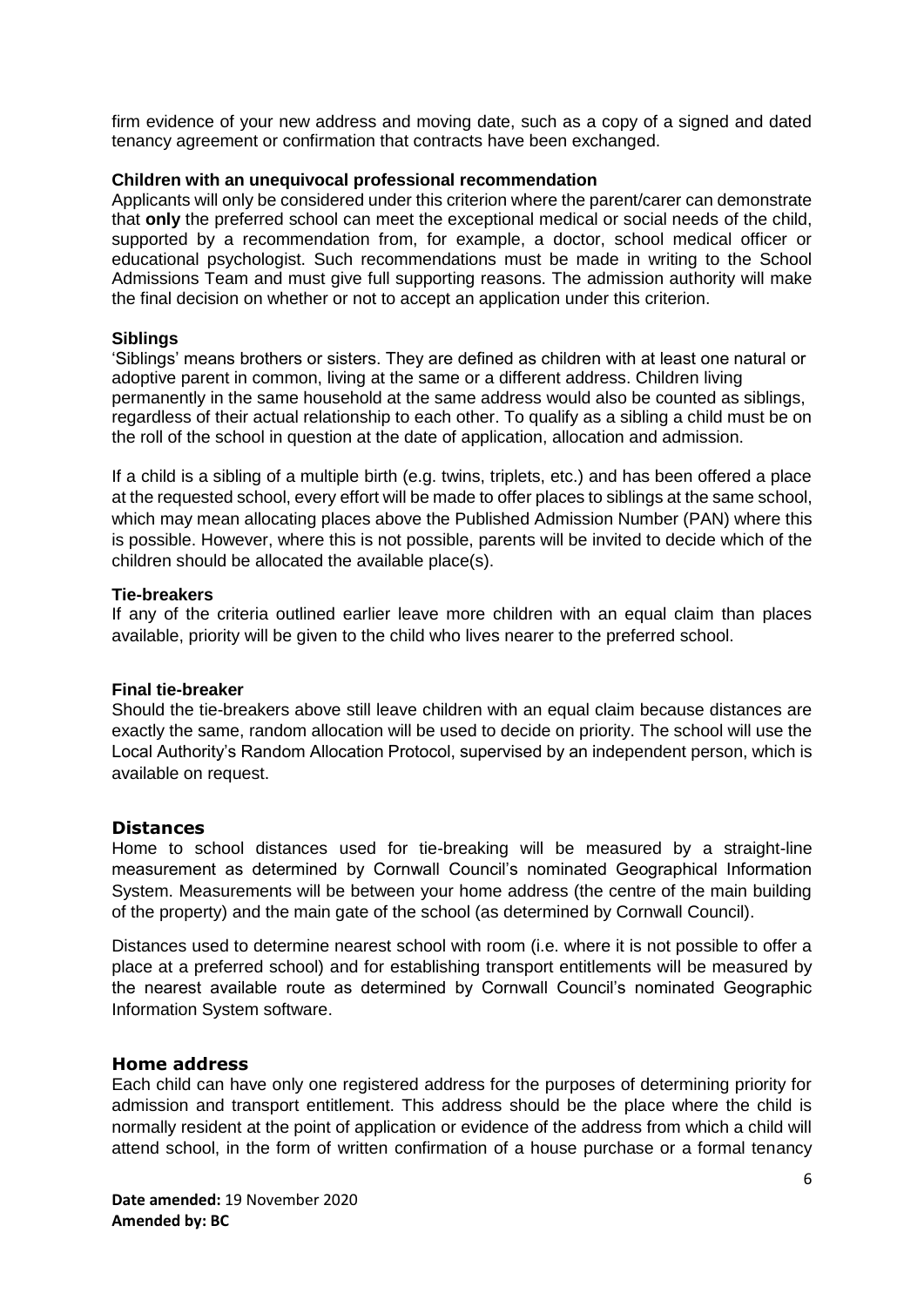firm evidence of your new address and moving date, such as a copy of a signed and dated tenancy agreement or confirmation that contracts have been exchanged.

**Children with an unequivocal professional recommendation**

Applicants will only be considered under this criterion where the parent/carer can demonstrate that **only** the preferred school can meet the exceptional medical or social needs of the child, supported by a recommendation from, for example, a doctor, school medical officer or educational psychologist. Such recommendations must be made in writing to the School Admissions Team and must give full supporting reasons. The admission authority will make the final decision on whether or not to accept an application under this criterion.

**Siblings**

'Siblings' means brothers or sisters. They are defined as children with at least one natural or adoptive parent in common, living at the same or a different address. Children living permanently in the same household at the same address would also be counted as siblings, regardless of their actual relationship to each other. To qualify as a sibling a child must be on the roll of the school in question at the date of application, allocation and admission.

If a child is a sibling of a multiple birth (e.g. twins, triplets, etc.) and has been offered a place at the requested school, every effort will be made to offer places to siblings at the same school, which may mean allocating places above the Published Admission Number (PAN) where this is possible. However, where this is not possible, parents will be invited to decide which of the children should be allocated the available place(s).

**Tie-breakers**

If any of the criteria outlined earlier leave more children with an equal claim than places available, priority will be given to the child who lives nearer to the preferred school.

**Final tie-breaker**

Should the tie-breakers above still leave children with an equal claim because distances are exactly the same, random allocation will be used to decide on priority. The school will use the Local Authority's Random Allocation Protocol, supervised by an independent person, which is available on request.

## Distances

Home to school distances used for tie-breaking will be measured by a straight-line measurement as determined by Cornwall Council's nominated Geographical Information System. Measurements will be between your home address (the centre of the main building of the property) and the main gate of the school (as determined by Cornwall Council).

Distances used to determine nearest school with room (i.e. where it is not possible to offer a place at a preferred school) and for establishing transport entitlements will be measured by the nearest available route as determined by Cornwall Council's nominated Geographic Information System software.

## Home address

Each child can have only one registered address for the purposes of determining priority for admission and transport entitlement. This address should be the place where the child is normally resident at the point of application or evidence of the address from which a child will attend school, in the form of written confirmation of a house purchase or a formal tenancy

**Date amended:** 19 November 2020
**Amended by: BC**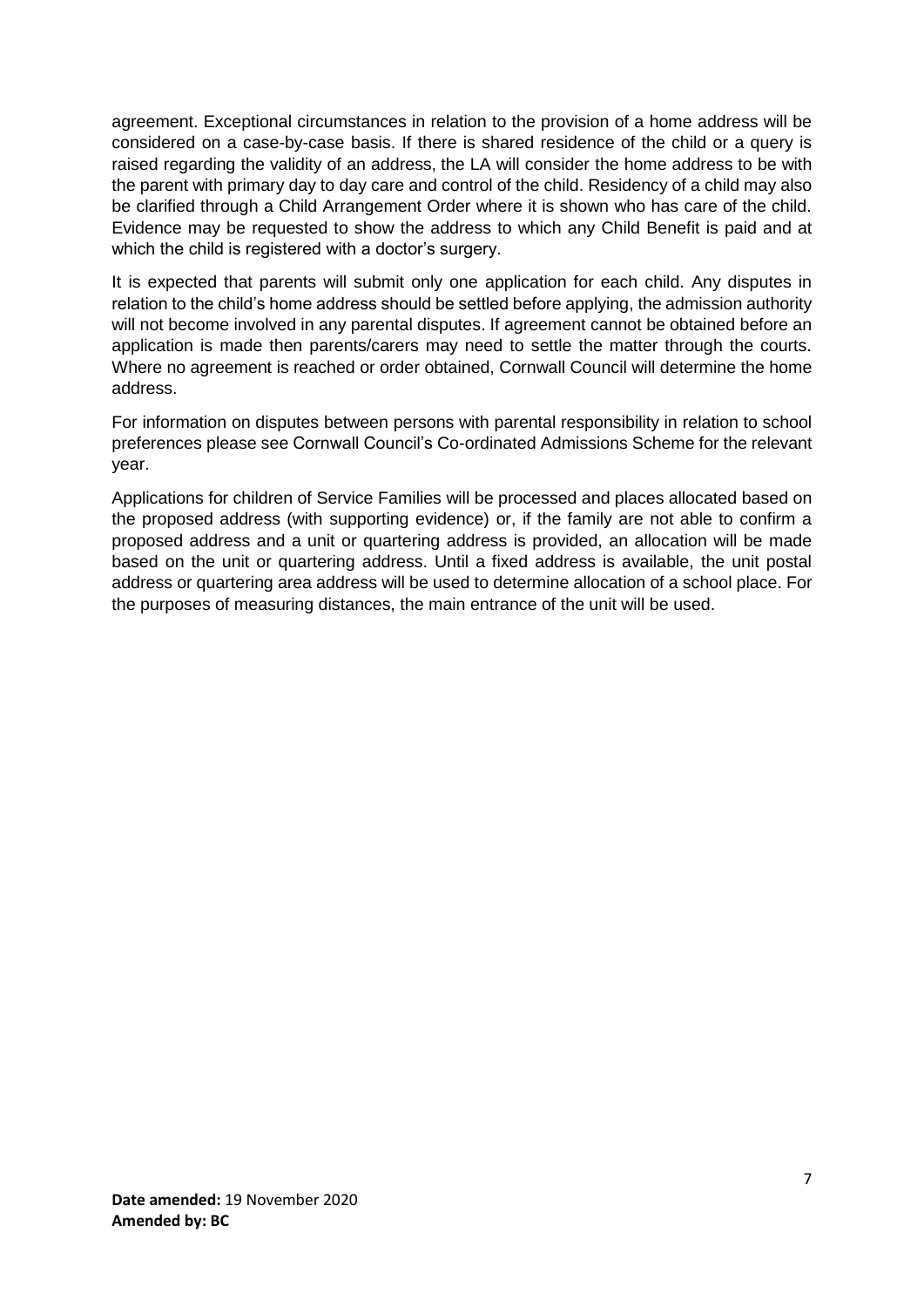agreement. Exceptional circumstances in relation to the provision of a home address will be considered on a case-by-case basis. If there is shared residence of the child or a query is raised regarding the validity of an address, the LA will consider the home address to be with the parent with primary day to day care and control of the child. Residency of a child may also be clarified through a Child Arrangement Order where it is shown who has care of the child. Evidence may be requested to show the address to which any Child Benefit is paid and at which the child is registered with a doctor's surgery.

It is expected that parents will submit only one application for each child. Any disputes in relation to the child's home address should be settled before applying, the admission authority will not become involved in any parental disputes. If agreement cannot be obtained before an application is made then parents/carers may need to settle the matter through the courts. Where no agreement is reached or order obtained, Cornwall Council will determine the home address.

For information on disputes between persons with parental responsibility in relation to school preferences please see Cornwall Council's Co-ordinated Admissions Scheme for the relevant year.

Applications for children of Service Families will be processed and places allocated based on the proposed address (with supporting evidence) or, if the family are not able to confirm a proposed address and a unit or quartering address is provided, an allocation will be made based on the unit or quartering address. Until a fixed address is available, the unit postal address or quartering area address will be used to determine allocation of a school place. For the purposes of measuring distances, the main entrance of the unit will be used.

**Date amended:** 19 November 2020
**Amended by: BC**